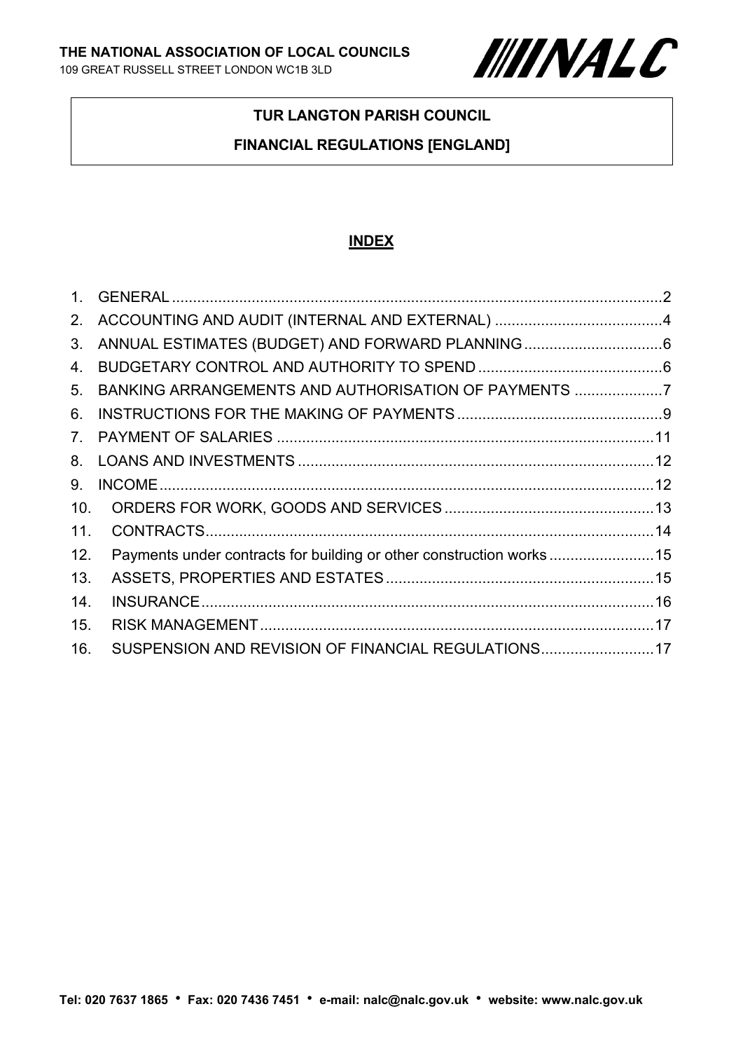**THE NATIONAL ASSOCIATION OF LOCAL COUNCILS**
109 GREAT RUSSELL STREET LONDON WC1B 3LD

NALC

# TUR LANGTON PARISH COUNCIL

# FINANCIAL REGULATIONS [ENGLAND]

## INDEX

1. GENERAL ....................................................................................................................2
2. ACCOUNTING AND AUDIT (INTERNAL AND EXTERNAL) ........................................4
3. ANNUAL ESTIMATES (BUDGET) AND FORWARD PLANNING .................................6
4. BUDGETARY CONTROL AND AUTHORITY TO SPEND ............................................6
5. BANKING ARRANGEMENTS AND AUTHORISATION OF PAYMENTS .....................7
6. INSTRUCTIONS FOR THE MAKING OF PAYMENTS .................................................9
7. PAYMENT OF SALARIES ..........................................................................................11
8. LOANS AND INVESTMENTS .....................................................................................12
9. INCOME ......................................................................................................................12
10. ORDERS FOR WORK, GOODS AND SERVICES ..................................................13
11. CONTRACTS ..........................................................................................................14
12. Payments under contracts for building or other construction works .........................15
13. ASSETS, PROPERTIES AND ESTATES ................................................................15
14. INSURANCE ............................................................................................................16
15. RISK MANAGEMENT ..............................................................................................17
16. SUSPENSION AND REVISION OF FINANCIAL REGULATIONS ...........................17

**Tel: 020 7637 1865 • Fax: 020 7436 7451 • e-mail: nalc@nalc.gov.uk • website: www.nalc.gov.uk**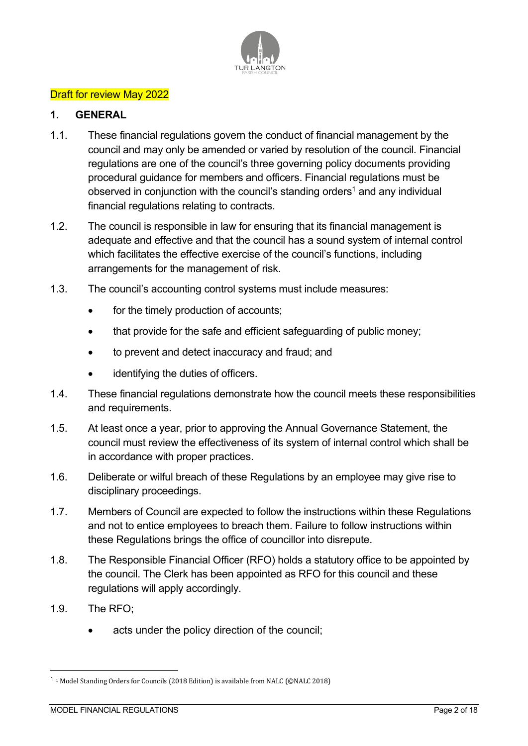Draft for review May 2022

## 1. GENERAL

1.1. These financial regulations govern the conduct of financial management by the council and may only be amended or varied by resolution of the council. Financial regulations are one of the council's three governing policy documents providing procedural guidance for members and officers. Financial regulations must be observed in conjunction with the council's standing orders[1] and any individual financial regulations relating to contracts.

1.2. The council is responsible in law for ensuring that its financial management is adequate and effective and that the council has a sound system of internal control which facilitates the effective exercise of the council's functions, including arrangements for the management of risk.

1.3. The council's accounting control systems must include measures:

- for the timely production of accounts;
- that provide for the safe and efficient safeguarding of public money;
- to prevent and detect inaccuracy and fraud; and
- identifying the duties of officers.

1.4. These financial regulations demonstrate how the council meets these responsibilities and requirements.

1.5. At least once a year, prior to approving the Annual Governance Statement, the council must review the effectiveness of its system of internal control which shall be in accordance with proper practices.

1.6. Deliberate or wilful breach of these Regulations by an employee may give rise to disciplinary proceedings.

1.7. Members of Council are expected to follow the instructions within these Regulations and not to entice employees to breach them. Failure to follow instructions within these Regulations brings the office of councillor into disrepute.

1.8. The Responsible Financial Officer (RFO) holds a statutory office to be appointed by the council. The Clerk has been appointed as RFO for this council and these regulations will apply accordingly.

1.9. The RFO;

- acts under the policy direction of the council;

---

[1] [1] Model Standing Orders for Councils (2018 Edition) is available from NALC (©NALC 2018)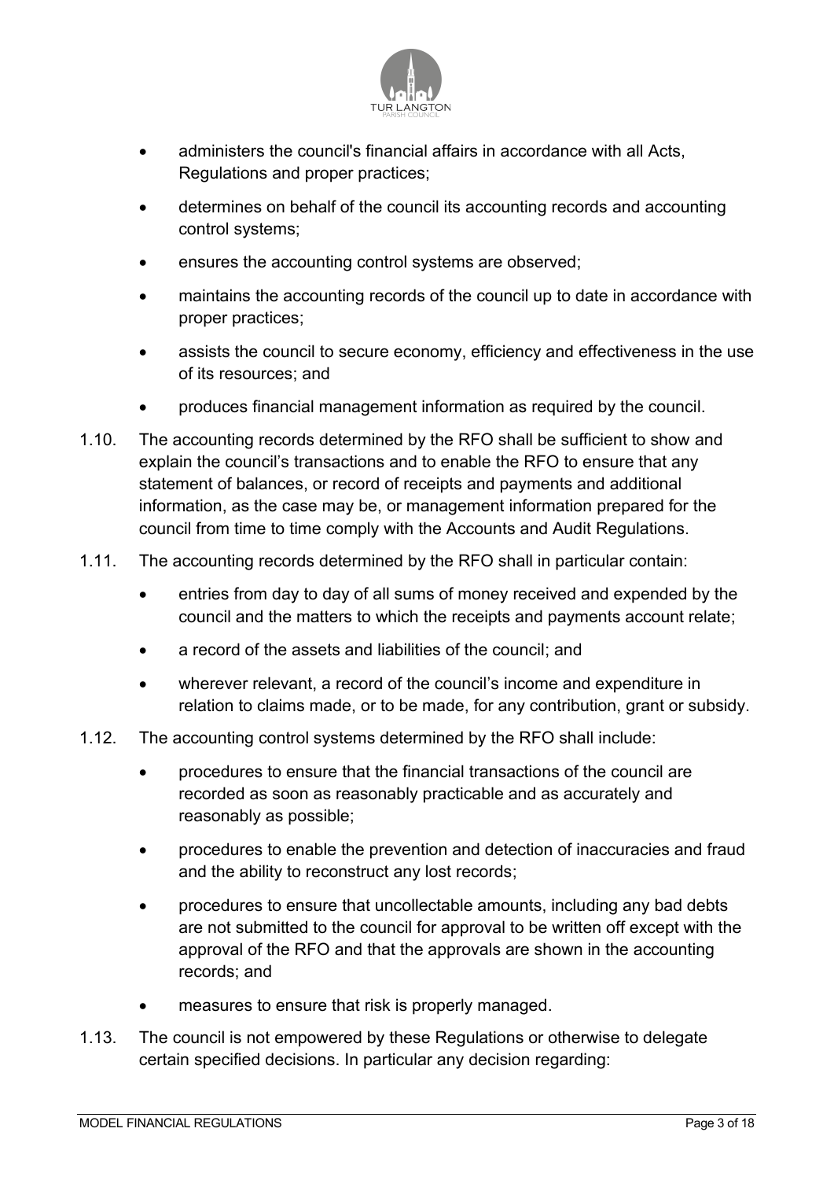- administers the council's financial affairs in accordance with all Acts, Regulations and proper practices;
- determines on behalf of the council its accounting records and accounting control systems;
- ensures the accounting control systems are observed;
- maintains the accounting records of the council up to date in accordance with proper practices;
- assists the council to secure economy, efficiency and effectiveness in the use of its resources; and
- produces financial management information as required by the council.

1.10. The accounting records determined by the RFO shall be sufficient to show and explain the council's transactions and to enable the RFO to ensure that any statement of balances, or record of receipts and payments and additional information, as the case may be, or management information prepared for the council from time to time comply with the Accounts and Audit Regulations.

1.11. The accounting records determined by the RFO shall in particular contain:

- entries from day to day of all sums of money received and expended by the council and the matters to which the receipts and payments account relate;
- a record of the assets and liabilities of the council; and
- wherever relevant, a record of the council's income and expenditure in relation to claims made, or to be made, for any contribution, grant or subsidy.

1.12. The accounting control systems determined by the RFO shall include:

- procedures to ensure that the financial transactions of the council are recorded as soon as reasonably practicable and as accurately and reasonably as possible;
- procedures to enable the prevention and detection of inaccuracies and fraud and the ability to reconstruct any lost records;
- procedures to ensure that uncollectable amounts, including any bad debts are not submitted to the council for approval to be written off except with the approval of the RFO and that the approvals are shown in the accounting records; and
- measures to ensure that risk is properly managed.

1.13. The council is not empowered by these Regulations or otherwise to delegate certain specified decisions. In particular any decision regarding: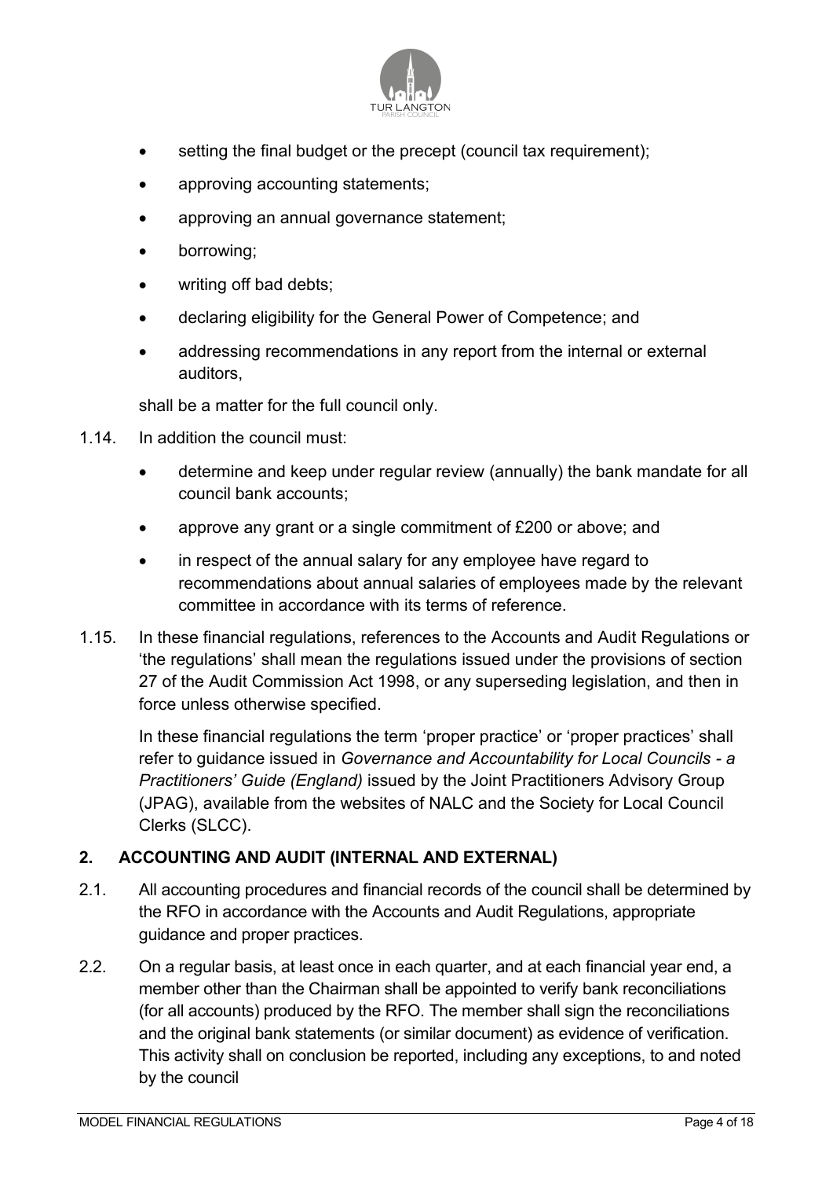- setting the final budget or the precept (council tax requirement);
- approving accounting statements;
- approving an annual governance statement;
- borrowing;
- writing off bad debts;
- declaring eligibility for the General Power of Competence; and
- addressing recommendations in any report from the internal or external auditors,

shall be a matter for the full council only.

1.14. In addition the council must:

- determine and keep under regular review (annually) the bank mandate for all council bank accounts;
- approve any grant or a single commitment of £200 or above; and
- in respect of the annual salary for any employee have regard to recommendations about annual salaries of employees made by the relevant committee in accordance with its terms of reference.

1.15. In these financial regulations, references to the Accounts and Audit Regulations or 'the regulations' shall mean the regulations issued under the provisions of section 27 of the Audit Commission Act 1998, or any superseding legislation, and then in force unless otherwise specified.

In these financial regulations the term 'proper practice' or 'proper practices' shall refer to guidance issued in *Governance and Accountability for Local Councils - a Practitioners' Guide (England)* issued by the Joint Practitioners Advisory Group (JPAG), available from the websites of NALC and the Society for Local Council Clerks (SLCC).

## 2. ACCOUNTING AND AUDIT (INTERNAL AND EXTERNAL)

2.1. All accounting procedures and financial records of the council shall be determined by the RFO in accordance with the Accounts and Audit Regulations, appropriate guidance and proper practices.

2.2. On a regular basis, at least once in each quarter, and at each financial year end, a member other than the Chairman shall be appointed to verify bank reconciliations (for all accounts) produced by the RFO. The member shall sign the reconciliations and the original bank statements (or similar document) as evidence of verification. This activity shall on conclusion be reported, including any exceptions, to and noted by the council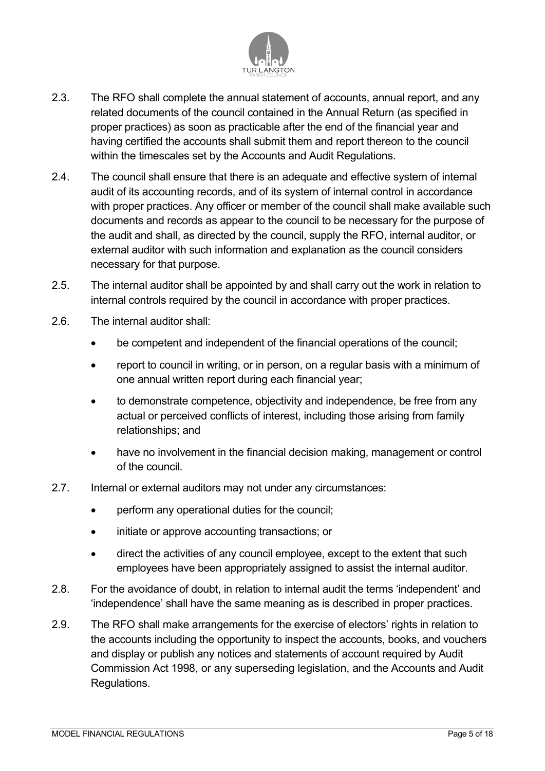2.3. The RFO shall complete the annual statement of accounts, annual report, and any related documents of the council contained in the Annual Return (as specified in proper practices) as soon as practicable after the end of the financial year and having certified the accounts shall submit them and report thereon to the council within the timescales set by the Accounts and Audit Regulations.

2.4. The council shall ensure that there is an adequate and effective system of internal audit of its accounting records, and of its system of internal control in accordance with proper practices. Any officer or member of the council shall make available such documents and records as appear to the council to be necessary for the purpose of the audit and shall, as directed by the council, supply the RFO, internal auditor, or external auditor with such information and explanation as the council considers necessary for that purpose.

2.5. The internal auditor shall be appointed by and shall carry out the work in relation to internal controls required by the council in accordance with proper practices.

2.6. The internal auditor shall:

- be competent and independent of the financial operations of the council;
- report to council in writing, or in person, on a regular basis with a minimum of one annual written report during each financial year;
- to demonstrate competence, objectivity and independence, be free from any actual or perceived conflicts of interest, including those arising from family relationships; and
- have no involvement in the financial decision making, management or control of the council.

2.7. Internal or external auditors may not under any circumstances:

- perform any operational duties for the council;
- initiate or approve accounting transactions; or
- direct the activities of any council employee, except to the extent that such employees have been appropriately assigned to assist the internal auditor.

2.8. For the avoidance of doubt, in relation to internal audit the terms 'independent' and 'independence' shall have the same meaning as is described in proper practices.

2.9. The RFO shall make arrangements for the exercise of electors' rights in relation to the accounts including the opportunity to inspect the accounts, books, and vouchers and display or publish any notices and statements of account required by Audit Commission Act 1998, or any superseding legislation, and the Accounts and Audit Regulations.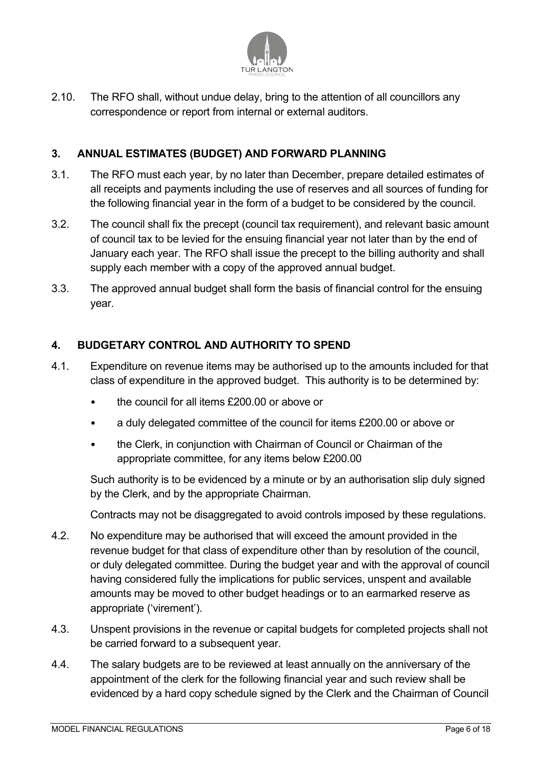2.10. The RFO shall, without undue delay, bring to the attention of all councillors any correspondence or report from internal or external auditors.

## 3. ANNUAL ESTIMATES (BUDGET) AND FORWARD PLANNING

3.1. The RFO must each year, by no later than December, prepare detailed estimates of all receipts and payments including the use of reserves and all sources of funding for the following financial year in the form of a budget to be considered by the council.

3.2. The council shall fix the precept (council tax requirement), and relevant basic amount of council tax to be levied for the ensuing financial year not later than by the end of January each year. The RFO shall issue the precept to the billing authority and shall supply each member with a copy of the approved annual budget.

3.3. The approved annual budget shall form the basis of financial control for the ensuing year.

## 4. BUDGETARY CONTROL AND AUTHORITY TO SPEND

4.1. Expenditure on revenue items may be authorised up to the amounts included for that class of expenditure in the approved budget. This authority is to be determined by:

- the council for all items £200.00 or above or
- a duly delegated committee of the council for items £200.00 or above or
- the Clerk, in conjunction with Chairman of Council or Chairman of the appropriate committee, for any items below £200.00

Such authority is to be evidenced by a minute or by an authorisation slip duly signed by the Clerk, and by the appropriate Chairman.

Contracts may not be disaggregated to avoid controls imposed by these regulations.

4.2. No expenditure may be authorised that will exceed the amount provided in the revenue budget for that class of expenditure other than by resolution of the council, or duly delegated committee. During the budget year and with the approval of council having considered fully the implications for public services, unspent and available amounts may be moved to other budget headings or to an earmarked reserve as appropriate ('virement').

4.3. Unspent provisions in the revenue or capital budgets for completed projects shall not be carried forward to a subsequent year.

4.4. The salary budgets are to be reviewed at least annually on the anniversary of the appointment of the clerk for the following financial year and such review shall be evidenced by a hard copy schedule signed by the Clerk and the Chairman of Council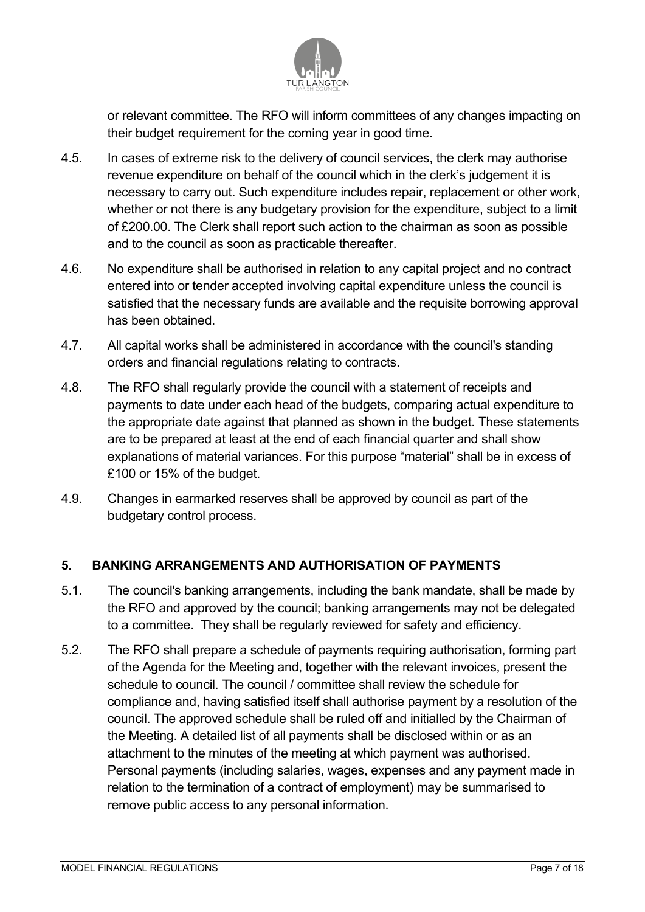or relevant committee. The RFO will inform committees of any changes impacting on their budget requirement for the coming year in good time.

4.5. In cases of extreme risk to the delivery of council services, the clerk may authorise revenue expenditure on behalf of the council which in the clerk's judgement it is necessary to carry out. Such expenditure includes repair, replacement or other work, whether or not there is any budgetary provision for the expenditure, subject to a limit of £200.00. The Clerk shall report such action to the chairman as soon as possible and to the council as soon as practicable thereafter.

4.6. No expenditure shall be authorised in relation to any capital project and no contract entered into or tender accepted involving capital expenditure unless the council is satisfied that the necessary funds are available and the requisite borrowing approval has been obtained.

4.7. All capital works shall be administered in accordance with the council's standing orders and financial regulations relating to contracts.

4.8. The RFO shall regularly provide the council with a statement of receipts and payments to date under each head of the budgets, comparing actual expenditure to the appropriate date against that planned as shown in the budget. These statements are to be prepared at least at the end of each financial quarter and shall show explanations of material variances. For this purpose "material" shall be in excess of £100 or 15% of the budget.

4.9. Changes in earmarked reserves shall be approved by council as part of the budgetary control process.

## 5. BANKING ARRANGEMENTS AND AUTHORISATION OF PAYMENTS

5.1. The council's banking arrangements, including the bank mandate, shall be made by the RFO and approved by the council; banking arrangements may not be delegated to a committee. They shall be regularly reviewed for safety and efficiency.

5.2. The RFO shall prepare a schedule of payments requiring authorisation, forming part of the Agenda for the Meeting and, together with the relevant invoices, present the schedule to council. The council / committee shall review the schedule for compliance and, having satisfied itself shall authorise payment by a resolution of the council. The approved schedule shall be ruled off and initialled by the Chairman of the Meeting. A detailed list of all payments shall be disclosed within or as an attachment to the minutes of the meeting at which payment was authorised. Personal payments (including salaries, wages, expenses and any payment made in relation to the termination of a contract of employment) may be summarised to remove public access to any personal information.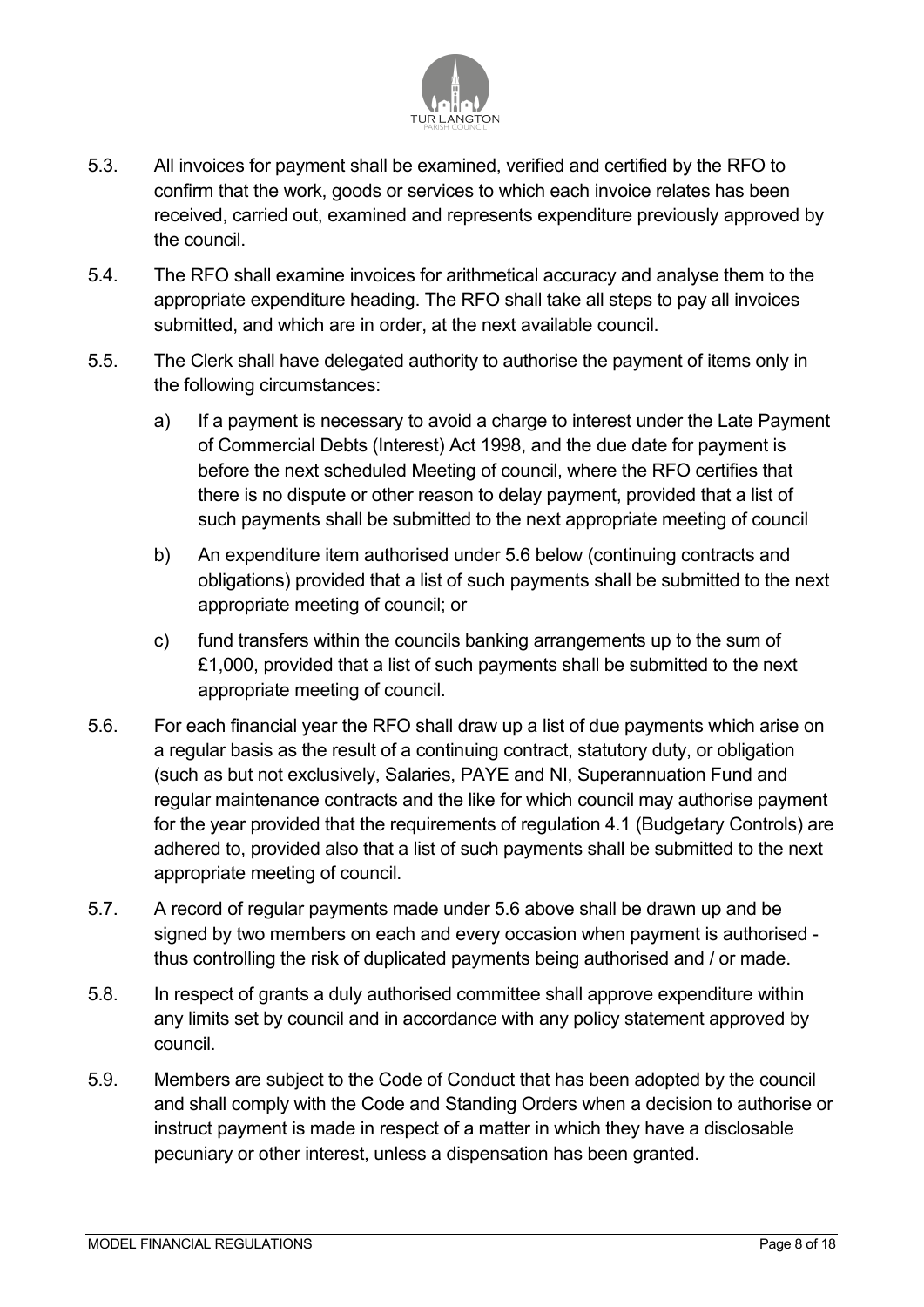5.3. All invoices for payment shall be examined, verified and certified by the RFO to confirm that the work, goods or services to which each invoice relates has been received, carried out, examined and represents expenditure previously approved by the council.

5.4. The RFO shall examine invoices for arithmetical accuracy and analyse them to the appropriate expenditure heading. The RFO shall take all steps to pay all invoices submitted, and which are in order, at the next available council.

5.5. The Clerk shall have delegated authority to authorise the payment of items only in the following circumstances:

a) If a payment is necessary to avoid a charge to interest under the Late Payment of Commercial Debts (Interest) Act 1998, and the due date for payment is before the next scheduled Meeting of council, where the RFO certifies that there is no dispute or other reason to delay payment, provided that a list of such payments shall be submitted to the next appropriate meeting of council

b) An expenditure item authorised under 5.6 below (continuing contracts and obligations) provided that a list of such payments shall be submitted to the next appropriate meeting of council; or

c) fund transfers within the councils banking arrangements up to the sum of £1,000, provided that a list of such payments shall be submitted to the next appropriate meeting of council.

5.6. For each financial year the RFO shall draw up a list of due payments which arise on a regular basis as the result of a continuing contract, statutory duty, or obligation (such as but not exclusively, Salaries, PAYE and NI, Superannuation Fund and regular maintenance contracts and the like for which council may authorise payment for the year provided that the requirements of regulation 4.1 (Budgetary Controls) are adhered to, provided also that a list of such payments shall be submitted to the next appropriate meeting of council.

5.7. A record of regular payments made under 5.6 above shall be drawn up and be signed by two members on each and every occasion when payment is authorised - thus controlling the risk of duplicated payments being authorised and / or made.

5.8. In respect of grants a duly authorised committee shall approve expenditure within any limits set by council and in accordance with any policy statement approved by council.

5.9. Members are subject to the Code of Conduct that has been adopted by the council and shall comply with the Code and Standing Orders when a decision to authorise or instruct payment is made in respect of a matter in which they have a disclosable pecuniary or other interest, unless a dispensation has been granted.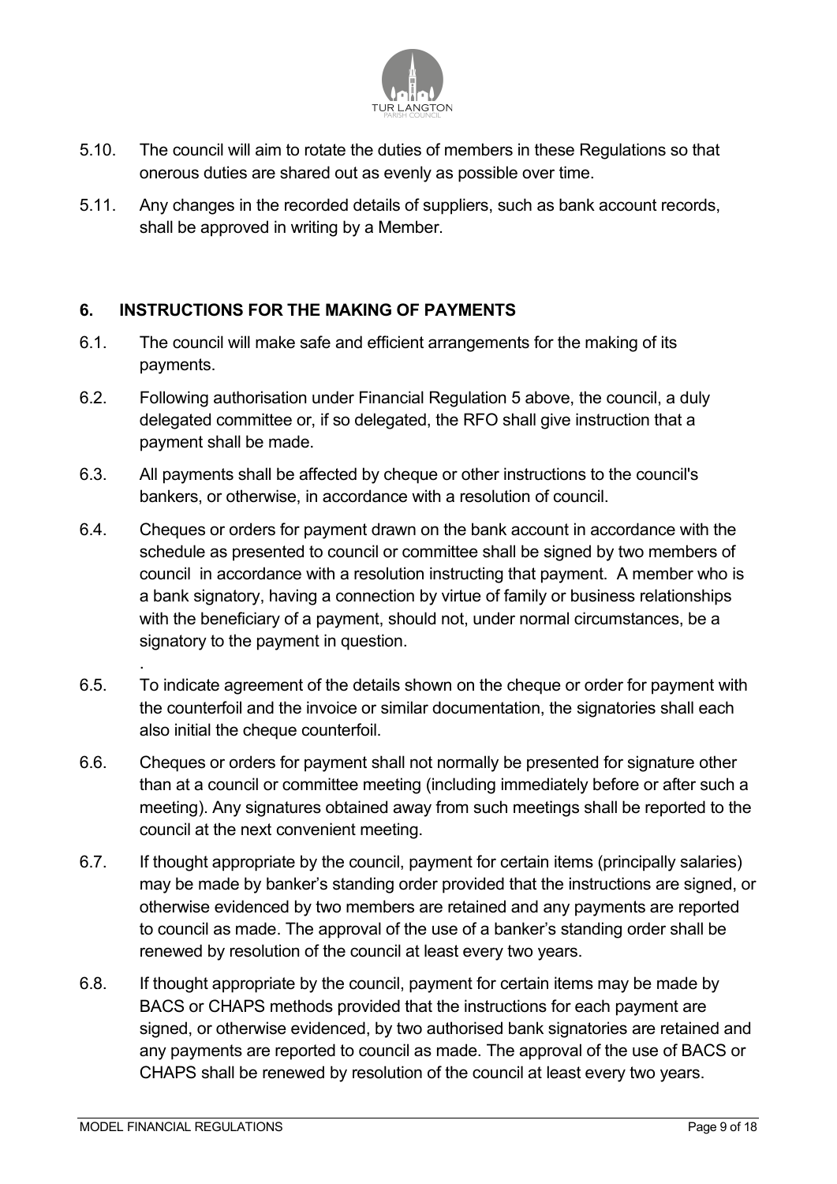5.10. The council will aim to rotate the duties of members in these Regulations so that onerous duties are shared out as evenly as possible over time.

5.11. Any changes in the recorded details of suppliers, such as bank account records, shall be approved in writing by a Member.

## 6. INSTRUCTIONS FOR THE MAKING OF PAYMENTS

6.1. The council will make safe and efficient arrangements for the making of its payments.

6.2. Following authorisation under Financial Regulation 5 above, the council, a duly delegated committee or, if so delegated, the RFO shall give instruction that a payment shall be made.

6.3. All payments shall be affected by cheque or other instructions to the council's bankers, or otherwise, in accordance with a resolution of council.

6.4. Cheques or orders for payment drawn on the bank account in accordance with the schedule as presented to council or committee shall be signed by two members of council in accordance with a resolution instructing that payment. A member who is a bank signatory, having a connection by virtue of family or business relationships with the beneficiary of a payment, should not, under normal circumstances, be a signatory to the payment in question.

6.5. To indicate agreement of the details shown on the cheque or order for payment with the counterfoil and the invoice or similar documentation, the signatories shall each also initial the cheque counterfoil.

6.6. Cheques or orders for payment shall not normally be presented for signature other than at a council or committee meeting (including immediately before or after such a meeting). Any signatures obtained away from such meetings shall be reported to the council at the next convenient meeting.

6.7. If thought appropriate by the council, payment for certain items (principally salaries) may be made by banker's standing order provided that the instructions are signed, or otherwise evidenced by two members are retained and any payments are reported to council as made. The approval of the use of a banker's standing order shall be renewed by resolution of the council at least every two years.

6.8. If thought appropriate by the council, payment for certain items may be made by BACS or CHAPS methods provided that the instructions for each payment are signed, or otherwise evidenced, by two authorised bank signatories are retained and any payments are reported to council as made. The approval of the use of BACS or CHAPS shall be renewed by resolution of the council at least every two years.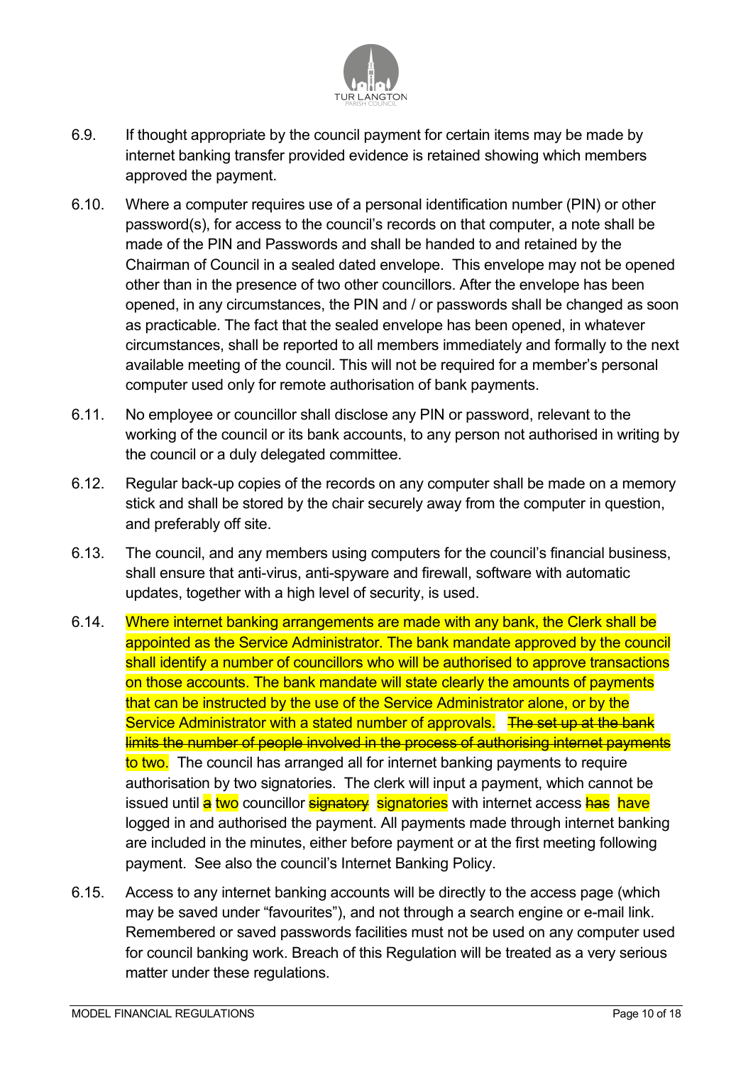6.9. If thought appropriate by the council payment for certain items may be made by internet banking transfer provided evidence is retained showing which members approved the payment.

6.10. Where a computer requires use of a personal identification number (PIN) or other password(s), for access to the council's records on that computer, a note shall be made of the PIN and Passwords and shall be handed to and retained by the Chairman of Council in a sealed dated envelope. This envelope may not be opened other than in the presence of two other councillors. After the envelope has been opened, in any circumstances, the PIN and / or passwords shall be changed as soon as practicable. The fact that the sealed envelope has been opened, in whatever circumstances, shall be reported to all members immediately and formally to the next available meeting of the council. This will not be required for a member's personal computer used only for remote authorisation of bank payments.

6.11. No employee or councillor shall disclose any PIN or password, relevant to the working of the council or its bank accounts, to any person not authorised in writing by the council or a duly delegated committee.

6.12. Regular back-up copies of the records on any computer shall be made on a memory stick and shall be stored by the chair securely away from the computer in question, and preferably off site.

6.13. The council, and any members using computers for the council's financial business, shall ensure that anti-virus, anti-spyware and firewall, software with automatic updates, together with a high level of security, is used.

6.14. Where internet banking arrangements are made with any bank, the Clerk shall be appointed as the Service Administrator. The bank mandate approved by the council shall identify a number of councillors who will be authorised to approve transactions on those accounts. The bank mandate will state clearly the amounts of payments that can be instructed by the use of the Service Administrator alone, or by the Service Administrator with a stated number of approvals. ~~The set up at the bank limits the number of people involved in the process of authorising internet payments to two.~~ The council has arranged all for internet banking payments to require authorisation by two signatories. The clerk will input a payment, which cannot be issued until ~~a~~ two councillor ~~signatory~~ signatories with internet access ~~has~~ have logged in and authorised the payment. All payments made through internet banking are included in the minutes, either before payment or at the first meeting following payment. See also the council's Internet Banking Policy.

6.15. Access to any internet banking accounts will be directly to the access page (which may be saved under "favourites"), and not through a search engine or e-mail link. Remembered or saved passwords facilities must not be used on any computer used for council banking work. Breach of this Regulation will be treated as a very serious matter under these regulations.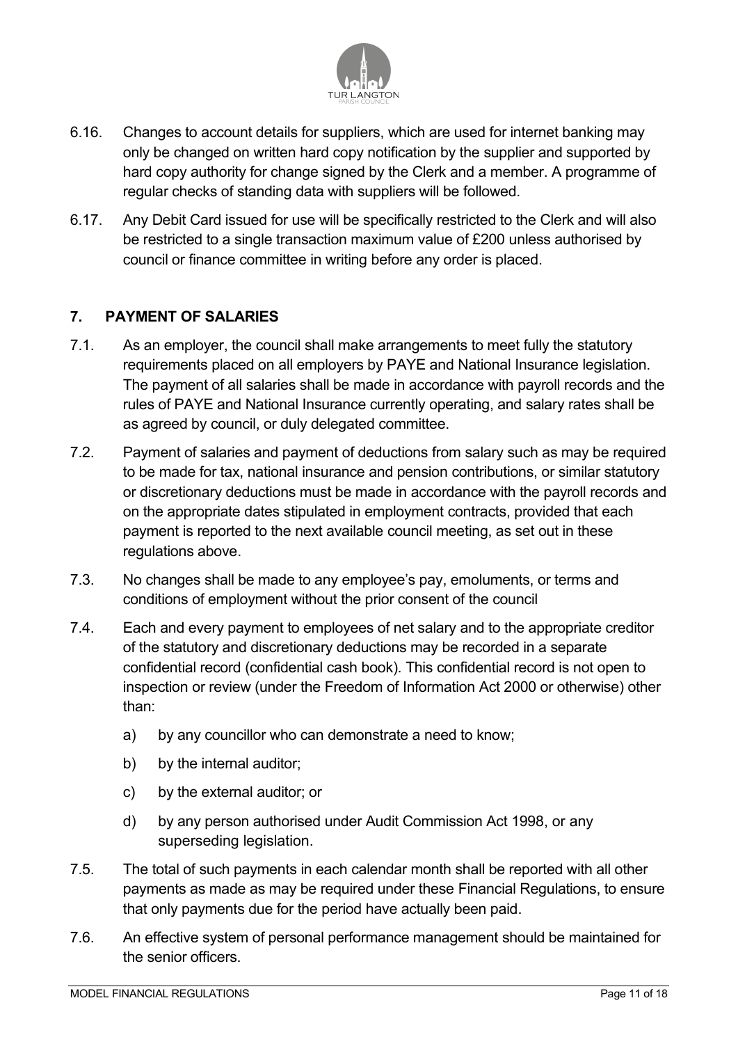6.16. Changes to account details for suppliers, which are used for internet banking may only be changed on written hard copy notification by the supplier and supported by hard copy authority for change signed by the Clerk and a member. A programme of regular checks of standing data with suppliers will be followed.

6.17. Any Debit Card issued for use will be specifically restricted to the Clerk and will also be restricted to a single transaction maximum value of £200 unless authorised by council or finance committee in writing before any order is placed.

## 7. PAYMENT OF SALARIES

7.1. As an employer, the council shall make arrangements to meet fully the statutory requirements placed on all employers by PAYE and National Insurance legislation. The payment of all salaries shall be made in accordance with payroll records and the rules of PAYE and National Insurance currently operating, and salary rates shall be as agreed by council, or duly delegated committee.

7.2. Payment of salaries and payment of deductions from salary such as may be required to be made for tax, national insurance and pension contributions, or similar statutory or discretionary deductions must be made in accordance with the payroll records and on the appropriate dates stipulated in employment contracts, provided that each payment is reported to the next available council meeting, as set out in these regulations above.

7.3. No changes shall be made to any employee's pay, emoluments, or terms and conditions of employment without the prior consent of the council

7.4. Each and every payment to employees of net salary and to the appropriate creditor of the statutory and discretionary deductions may be recorded in a separate confidential record (confidential cash book). This confidential record is not open to inspection or review (under the Freedom of Information Act 2000 or otherwise) other than:

a) by any councillor who can demonstrate a need to know;

b) by the internal auditor;

c) by the external auditor; or

d) by any person authorised under Audit Commission Act 1998, or any superseding legislation.

7.5. The total of such payments in each calendar month shall be reported with all other payments as made as may be required under these Financial Regulations, to ensure that only payments due for the period have actually been paid.

7.6. An effective system of personal performance management should be maintained for the senior officers.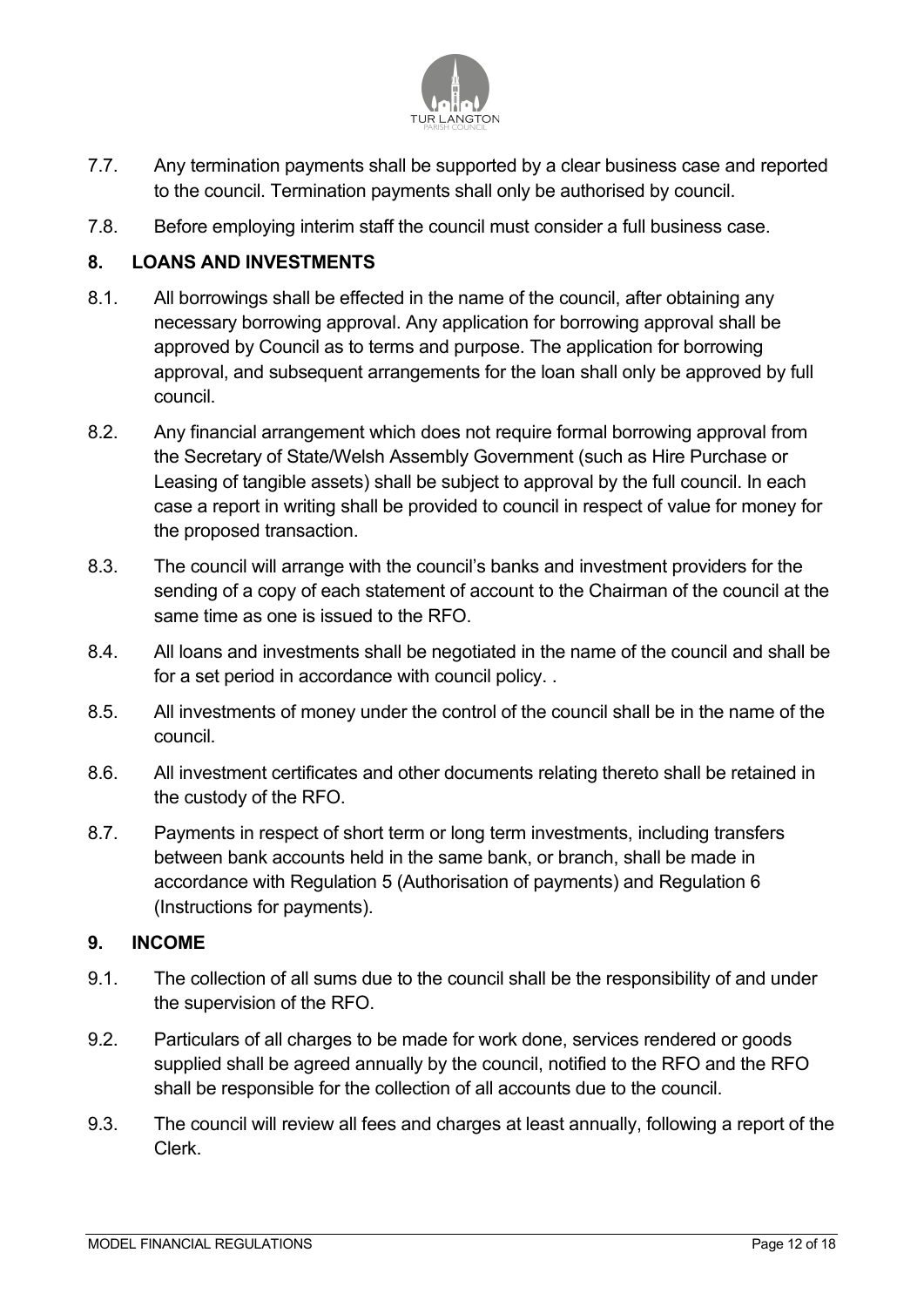7.7. Any termination payments shall be supported by a clear business case and reported to the council. Termination payments shall only be authorised by council.

7.8. Before employing interim staff the council must consider a full business case.

## 8. LOANS AND INVESTMENTS

8.1. All borrowings shall be effected in the name of the council, after obtaining any necessary borrowing approval. Any application for borrowing approval shall be approved by Council as to terms and purpose. The application for borrowing approval, and subsequent arrangements for the loan shall only be approved by full council.

8.2. Any financial arrangement which does not require formal borrowing approval from the Secretary of State/Welsh Assembly Government (such as Hire Purchase or Leasing of tangible assets) shall be subject to approval by the full council. In each case a report in writing shall be provided to council in respect of value for money for the proposed transaction.

8.3. The council will arrange with the council's banks and investment providers for the sending of a copy of each statement of account to the Chairman of the council at the same time as one is issued to the RFO.

8.4. All loans and investments shall be negotiated in the name of the council and shall be for a set period in accordance with council policy. .

8.5. All investments of money under the control of the council shall be in the name of the council.

8.6. All investment certificates and other documents relating thereto shall be retained in the custody of the RFO.

8.7. Payments in respect of short term or long term investments, including transfers between bank accounts held in the same bank, or branch, shall be made in accordance with Regulation 5 (Authorisation of payments) and Regulation 6 (Instructions for payments).

## 9. INCOME

9.1. The collection of all sums due to the council shall be the responsibility of and under the supervision of the RFO.

9.2. Particulars of all charges to be made for work done, services rendered or goods supplied shall be agreed annually by the council, notified to the RFO and the RFO shall be responsible for the collection of all accounts due to the council.

9.3. The council will review all fees and charges at least annually, following a report of the Clerk.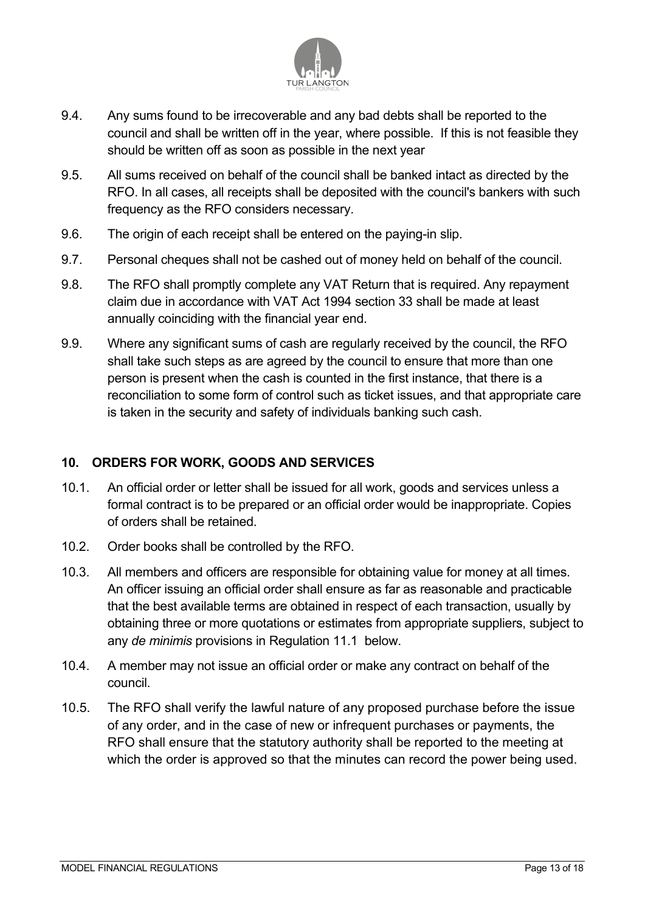9.4. Any sums found to be irrecoverable and any bad debts shall be reported to the council and shall be written off in the year, where possible. If this is not feasible they should be written off as soon as possible in the next year

9.5. All sums received on behalf of the council shall be banked intact as directed by the RFO. In all cases, all receipts shall be deposited with the council's bankers with such frequency as the RFO considers necessary.

9.6. The origin of each receipt shall be entered on the paying-in slip.

9.7. Personal cheques shall not be cashed out of money held on behalf of the council.

9.8. The RFO shall promptly complete any VAT Return that is required. Any repayment claim due in accordance with VAT Act 1994 section 33 shall be made at least annually coinciding with the financial year end.

9.9. Where any significant sums of cash are regularly received by the council, the RFO shall take such steps as are agreed by the council to ensure that more than one person is present when the cash is counted in the first instance, that there is a reconciliation to some form of control such as ticket issues, and that appropriate care is taken in the security and safety of individuals banking such cash.

## 10. ORDERS FOR WORK, GOODS AND SERVICES

10.1. An official order or letter shall be issued for all work, goods and services unless a formal contract is to be prepared or an official order would be inappropriate. Copies of orders shall be retained.

10.2. Order books shall be controlled by the RFO.

10.3. All members and officers are responsible for obtaining value for money at all times. An officer issuing an official order shall ensure as far as reasonable and practicable that the best available terms are obtained in respect of each transaction, usually by obtaining three or more quotations or estimates from appropriate suppliers, subject to any *de minimis* provisions in Regulation 11.1 below.

10.4. A member may not issue an official order or make any contract on behalf of the council.

10.5. The RFO shall verify the lawful nature of any proposed purchase before the issue of any order, and in the case of new or infrequent purchases or payments, the RFO shall ensure that the statutory authority shall be reported to the meeting at which the order is approved so that the minutes can record the power being used.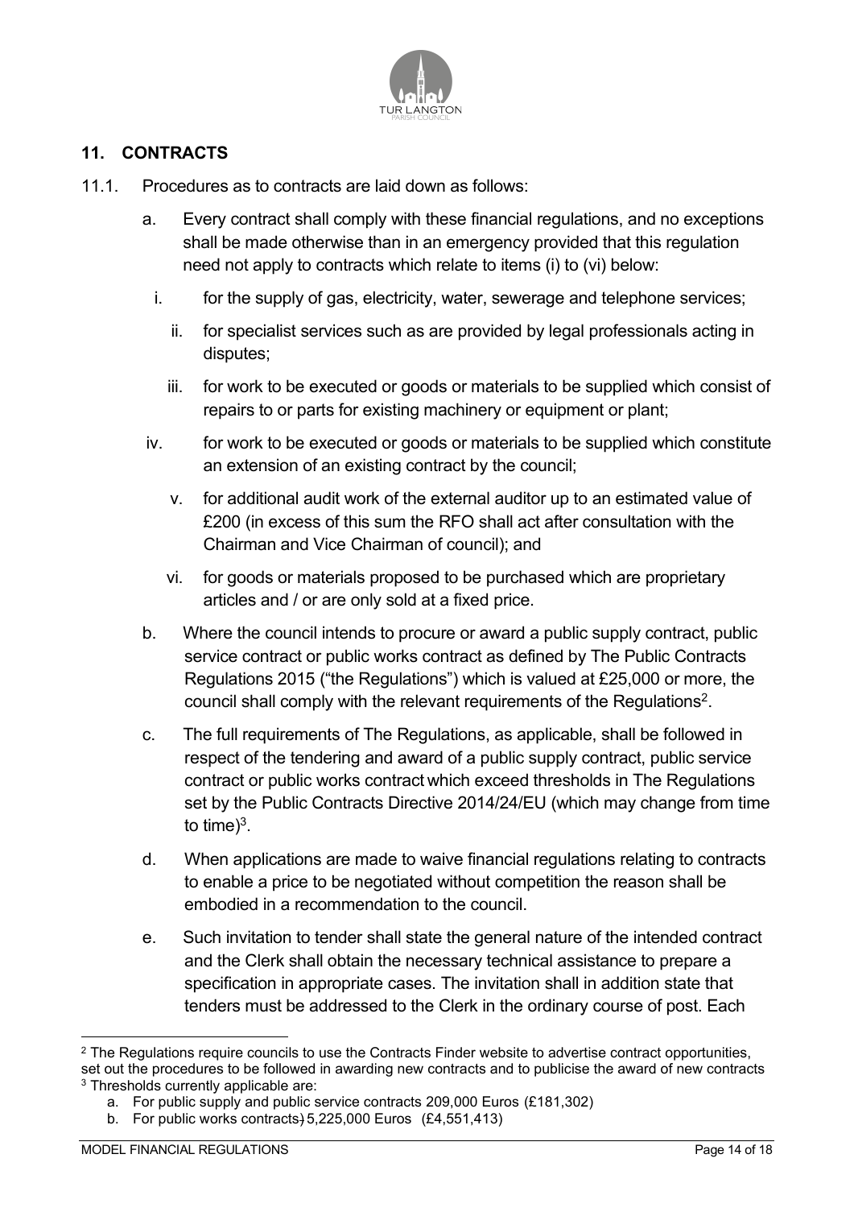## 11. CONTRACTS

11.1. Procedures as to contracts are laid down as follows:

a. Every contract shall comply with these financial regulations, and no exceptions shall be made otherwise than in an emergency provided that this regulation need not apply to contracts which relate to items (i) to (vi) below:

   i. for the supply of gas, electricity, water, sewerage and telephone services;

   ii. for specialist services such as are provided by legal professionals acting in disputes;

   iii. for work to be executed or goods or materials to be supplied which consist of repairs to or parts for existing machinery or equipment or plant;

   iv. for work to be executed or goods or materials to be supplied which constitute an extension of an existing contract by the council;

   v. for additional audit work of the external auditor up to an estimated value of £200 (in excess of this sum the RFO shall act after consultation with the Chairman and Vice Chairman of council); and

   vi. for goods or materials proposed to be purchased which are proprietary articles and / or are only sold at a fixed price.

b. Where the council intends to procure or award a public supply contract, public service contract or public works contract as defined by The Public Contracts Regulations 2015 ("the Regulations") which is valued at £25,000 or more, the council shall comply with the relevant requirements of the Regulations[2].

c. The full requirements of The Regulations, as applicable, shall be followed in respect of the tendering and award of a public supply contract, public service contract or public works contract which exceed thresholds in The Regulations set by the Public Contracts Directive 2014/24/EU (which may change from time to time)[3].

d. When applications are made to waive financial regulations relating to contracts to enable a price to be negotiated without competition the reason shall be embodied in a recommendation to the council.

e. Such invitation to tender shall state the general nature of the intended contract and the Clerk shall obtain the necessary technical assistance to prepare a specification in appropriate cases. The invitation shall in addition state that tenders must be addressed to the Clerk in the ordinary course of post. Each

---

[2] The Regulations require councils to use the Contracts Finder website to advertise contract opportunities, set out the procedures to be followed in awarding new contracts and to publicise the award of new contracts

[3] Thresholds currently applicable are:

a. For public supply and public service contracts 209,000 Euros (£181,302)

b. For public works contracts) 5,225,000 Euros (£4,551,413)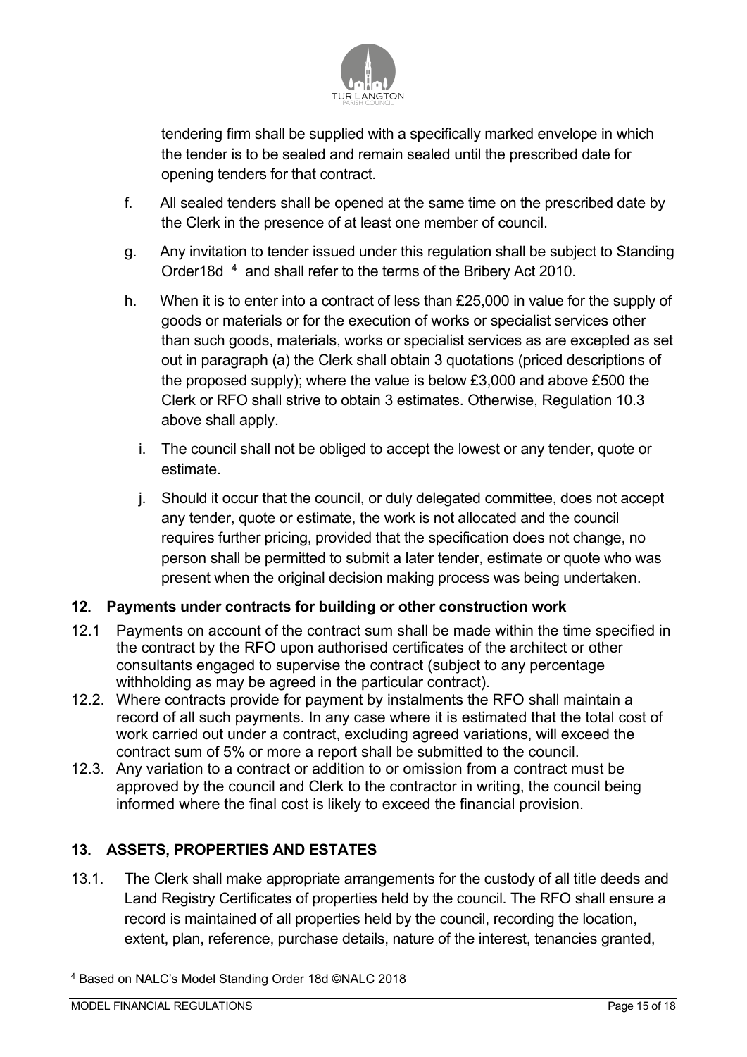tendering firm shall be supplied with a specifically marked envelope in which the tender is to be sealed and remain sealed until the prescribed date for opening tenders for that contract.

f. All sealed tenders shall be opened at the same time on the prescribed date by the Clerk in the presence of at least one member of council.

g. Any invitation to tender issued under this regulation shall be subject to Standing Order18d [4] and shall refer to the terms of the Bribery Act 2010.

h. When it is to enter into a contract of less than £25,000 in value for the supply of goods or materials or for the execution of works or specialist services other than such goods, materials, works or specialist services as are excepted as set out in paragraph (a) the Clerk shall obtain 3 quotations (priced descriptions of the proposed supply); where the value is below £3,000 and above £500 the Clerk or RFO shall strive to obtain 3 estimates. Otherwise, Regulation 10.3 above shall apply.

i. The council shall not be obliged to accept the lowest or any tender, quote or estimate.

j. Should it occur that the council, or duly delegated committee, does not accept any tender, quote or estimate, the work is not allocated and the council requires further pricing, provided that the specification does not change, no person shall be permitted to submit a later tender, estimate or quote who was present when the original decision making process was being undertaken.

## 12. Payments under contracts for building or other construction work

12.1 Payments on account of the contract sum shall be made within the time specified in the contract by the RFO upon authorised certificates of the architect or other consultants engaged to supervise the contract (subject to any percentage withholding as may be agreed in the particular contract).

12.2. Where contracts provide for payment by instalments the RFO shall maintain a record of all such payments. In any case where it is estimated that the total cost of work carried out under a contract, excluding agreed variations, will exceed the contract sum of 5% or more a report shall be submitted to the council.

12.3. Any variation to a contract or addition to or omission from a contract must be approved by the council and Clerk to the contractor in writing, the council being informed where the final cost is likely to exceed the financial provision.

## 13. ASSETS, PROPERTIES AND ESTATES

13.1. The Clerk shall make appropriate arrangements for the custody of all title deeds and Land Registry Certificates of properties held by the council. The RFO shall ensure a record is maintained of all properties held by the council, recording the location, extent, plan, reference, purchase details, nature of the interest, tenancies granted,

[4] Based on NALC's Model Standing Order 18d ©NALC 2018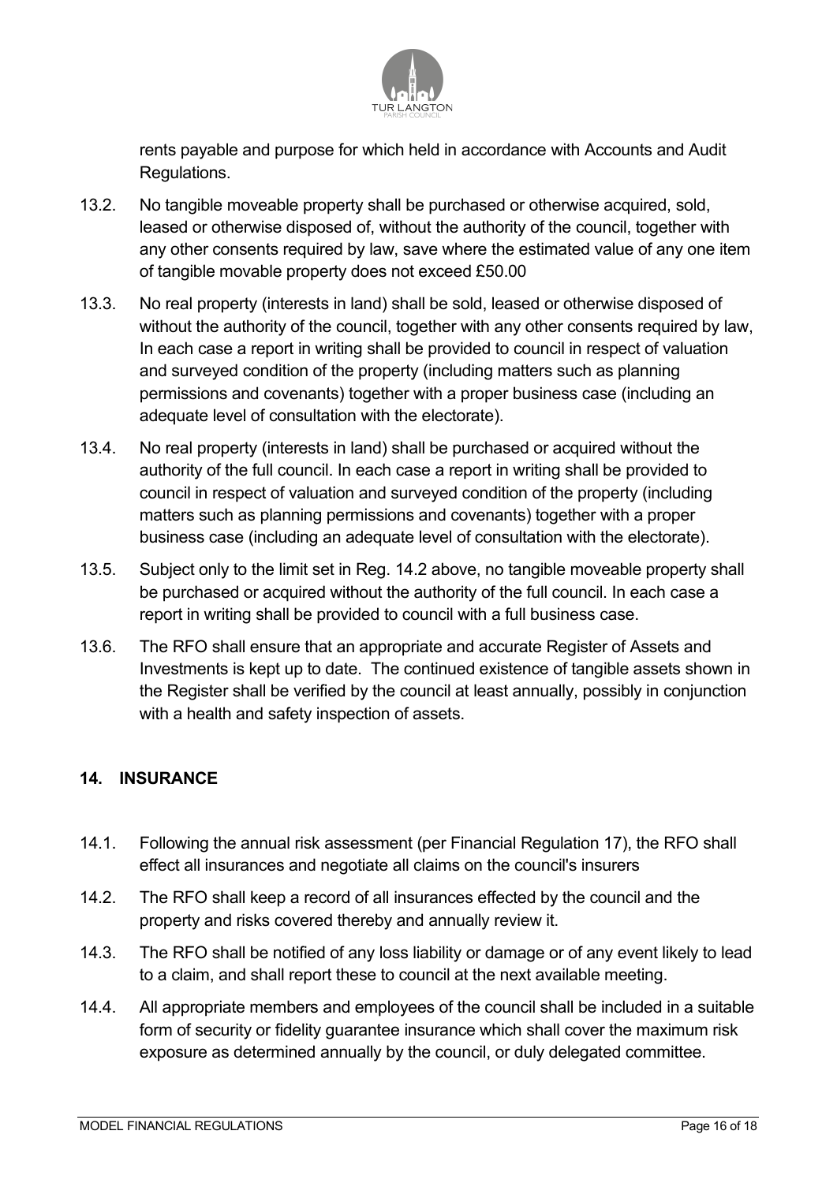rents payable and purpose for which held in accordance with Accounts and Audit Regulations.

13.2. No tangible moveable property shall be purchased or otherwise acquired, sold, leased or otherwise disposed of, without the authority of the council, together with any other consents required by law, save where the estimated value of any one item of tangible movable property does not exceed £50.00

13.3. No real property (interests in land) shall be sold, leased or otherwise disposed of without the authority of the council, together with any other consents required by law, In each case a report in writing shall be provided to council in respect of valuation and surveyed condition of the property (including matters such as planning permissions and covenants) together with a proper business case (including an adequate level of consultation with the electorate).

13.4. No real property (interests in land) shall be purchased or acquired without the authority of the full council. In each case a report in writing shall be provided to council in respect of valuation and surveyed condition of the property (including matters such as planning permissions and covenants) together with a proper business case (including an adequate level of consultation with the electorate).

13.5. Subject only to the limit set in Reg. 14.2 above, no tangible moveable property shall be purchased or acquired without the authority of the full council. In each case a report in writing shall be provided to council with a full business case.

13.6. The RFO shall ensure that an appropriate and accurate Register of Assets and Investments is kept up to date. The continued existence of tangible assets shown in the Register shall be verified by the council at least annually, possibly in conjunction with a health and safety inspection of assets.

## 14. INSURANCE

14.1. Following the annual risk assessment (per Financial Regulation 17), the RFO shall effect all insurances and negotiate all claims on the council's insurers

14.2. The RFO shall keep a record of all insurances effected by the council and the property and risks covered thereby and annually review it.

14.3. The RFO shall be notified of any loss liability or damage or of any event likely to lead to a claim, and shall report these to council at the next available meeting.

14.4. All appropriate members and employees of the council shall be included in a suitable form of security or fidelity guarantee insurance which shall cover the maximum risk exposure as determined annually by the council, or duly delegated committee.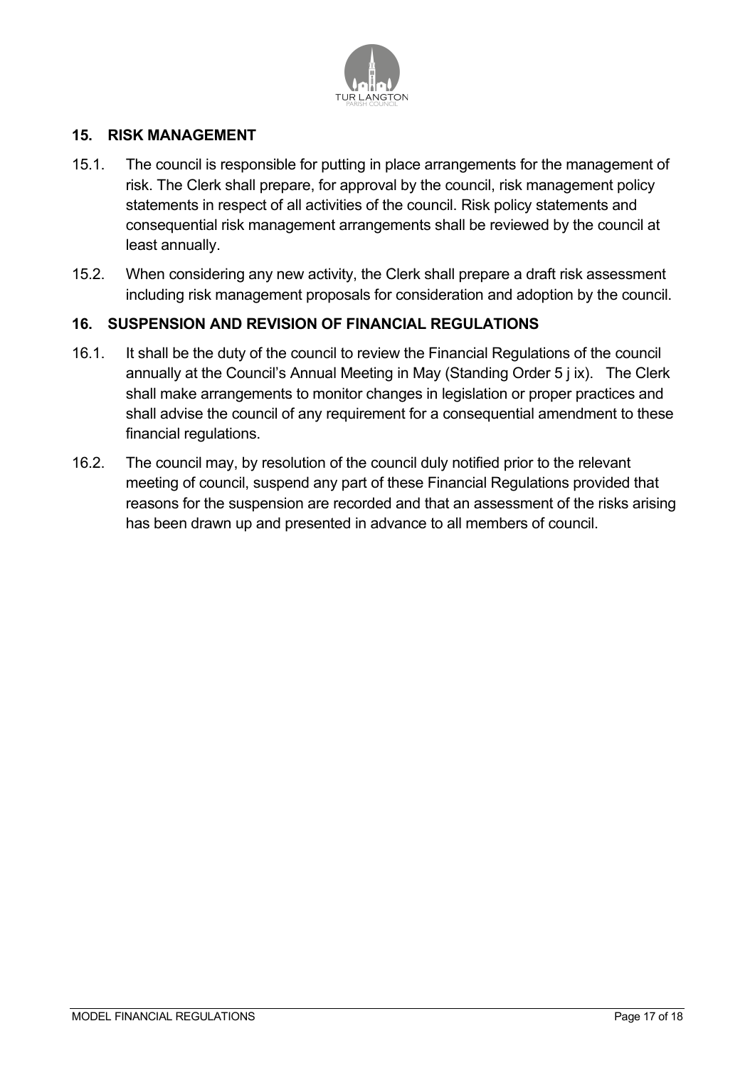## 15. RISK MANAGEMENT

15.1. The council is responsible for putting in place arrangements for the management of risk. The Clerk shall prepare, for approval by the council, risk management policy statements in respect of all activities of the council. Risk policy statements and consequential risk management arrangements shall be reviewed by the council at least annually.

15.2. When considering any new activity, the Clerk shall prepare a draft risk assessment including risk management proposals for consideration and adoption by the council.

## 16. SUSPENSION AND REVISION OF FINANCIAL REGULATIONS

16.1. It shall be the duty of the council to review the Financial Regulations of the council annually at the Council's Annual Meeting in May (Standing Order 5 j ix). The Clerk shall make arrangements to monitor changes in legislation or proper practices and shall advise the council of any requirement for a consequential amendment to these financial regulations.

16.2. The council may, by resolution of the council duly notified prior to the relevant meeting of council, suspend any part of these Financial Regulations provided that reasons for the suspension are recorded and that an assessment of the risks arising has been drawn up and presented in advance to all members of council.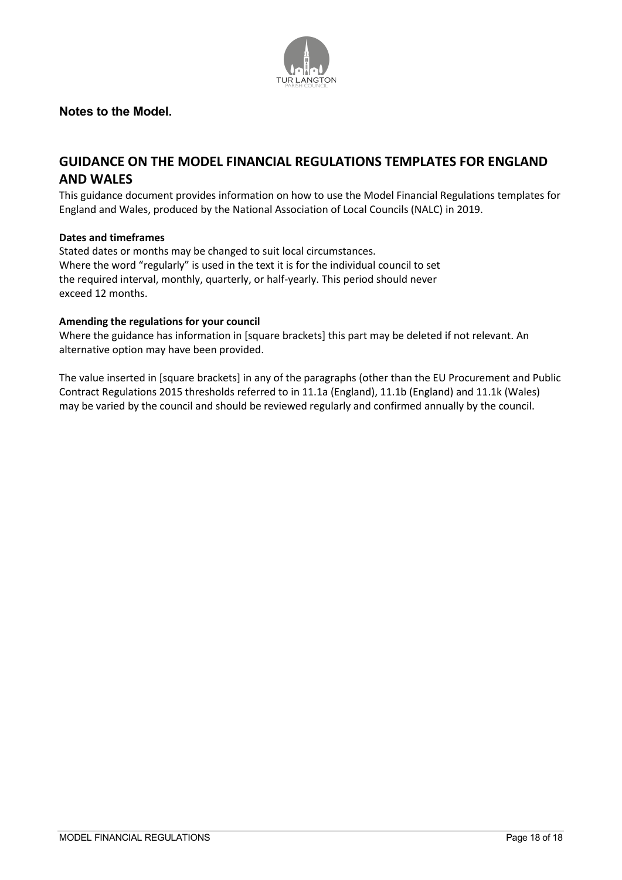**Notes to the Model.**

## GUIDANCE ON THE MODEL FINANCIAL REGULATIONS TEMPLATES FOR ENGLAND AND WALES

This guidance document provides information on how to use the Model Financial Regulations templates for England and Wales, produced by the National Association of Local Councils (NALC) in 2019.

**Dates and timeframes**

Stated dates or months may be changed to suit local circumstances.
Where the word "regularly" is used in the text it is for the individual council to set the required interval, monthly, quarterly, or half-yearly. This period should never exceed 12 months.

**Amending the regulations for your council**

Where the guidance has information in [square brackets] this part may be deleted if not relevant. An alternative option may have been provided.

The value inserted in [square brackets] in any of the paragraphs (other than the EU Procurement and Public Contract Regulations 2015 thresholds referred to in 11.1a (England), 11.1b (England) and 11.1k (Wales) may be varied by the council and should be reviewed regularly and confirmed annually by the council.